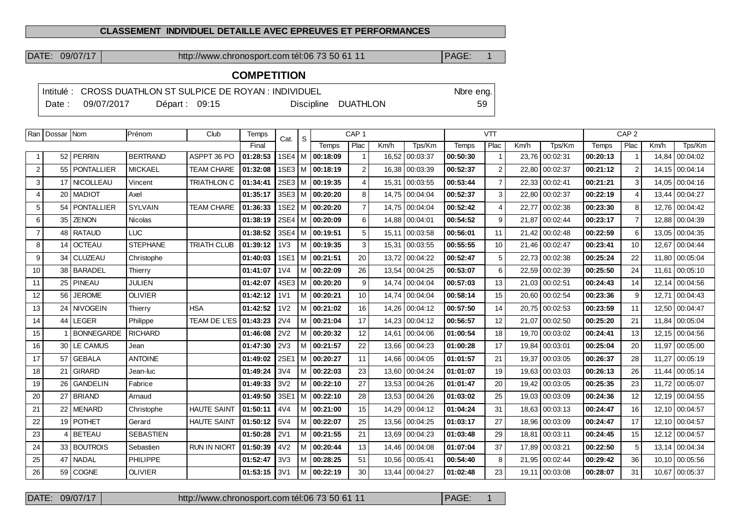## CLASSEMENT INDIVIDUEL DETAILLE AVEC EPREUVES ET PERFORMANCES

DATE: 09/07/17 | http://www.chronosport.com tél:06 73 50 61 11 | PAGE: 1

## COMPETITION

Intitulé : CROSS DUATHLON ST SULPICE DE ROYAN : INDIVIDUEL — Nbre eng. 59

Date : 09/07/2017 — Départ : 09:15 — Discipline DUATHLON

| Ran | Dossar | Nom | Prénom | Club | Temps | Cat. | S | CAP 1 | | | | VTT | | | | CAP 2 | | | |
|---|---|---|---|---|---|---|---|---|---|---|---|---|---|---|---|---|---|---|---|
| | | | | | Final | | | Temps | Plac | Km/h | Tps/Km | Temps | Plac | Km/h | Tps/Km | Temps | Plac | Km/h | Tps/Km |
| 1 | 52 | PERRIN | BERTRAND | ASPPT 36 PO | **01:28:53** | 1SE4 | M | **00:18:09** | 1 | 16,52 | 00:03:37 | **00:50:30** | 1 | 23,76 | 00:02:31 | **00:20:13** | 1 | 14,84 | 00:04:02 |
| 2 | 55 | PONTALLIER | MICKAEL | TEAM CHARE | **01:32:08** | 1SE3 | M | **00:18:19** | 2 | 16,38 | 00:03:39 | **00:52:37** | 2 | 22,80 | 00:02:37 | **00:21:12** | 2 | 14,15 | 00:04:14 |
| 3 | 17 | NICOLLEAU | Vincent | TRIATHLON C | **01:34:41** | 2SE3 | M | **00:19:35** | 4 | 15,31 | 00:03:55 | **00:53:44** | 7 | 22,33 | 00:02:41 | **00:21:21** | 3 | 14,05 | 00:04:16 |
| 4 | 20 | MADIOT | Axel | | **01:35:17** | 3SE3 | M | **00:20:20** | 8 | 14,75 | 00:04:04 | **00:52:37** | 3 | 22,80 | 00:02:37 | **00:22:19** | 4 | 13,44 | 00:04:27 |
| 5 | 54 | PONTALLIER | SYLVAIN | TEAM CHARE | **01:36:33** | 1SE2 | M | **00:20:20** | 7 | 14,75 | 00:04:04 | **00:52:42** | 4 | 22,77 | 00:02:38 | **00:23:30** | 8 | 12,76 | 00:04:42 |
| 6 | 35 | ZENON | Nicolas | | **01:38:19** | 2SE4 | M | **00:20:09** | 6 | 14,88 | 00:04:01 | **00:54:52** | 9 | 21,87 | 00:02:44 | **00:23:17** | 7 | 12,88 | 00:04:39 |
| 7 | 48 | RATAUD | LUC | | **01:38:52** | 3SE4 | M | **00:19:51** | 5 | 15,11 | 00:03:58 | **00:56:01** | 11 | 21,42 | 00:02:48 | **00:22:59** | 6 | 13,05 | 00:04:35 |
| 8 | 14 | OCTEAU | STEPHANE | TRIATH CLUB | **01:39:12** | 1V3 | M | **00:19:35** | 3 | 15,31 | 00:03:55 | **00:55:55** | 10 | 21,46 | 00:02:47 | **00:23:41** | 10 | 12,67 | 00:04:44 |
| 9 | 34 | CLUZEAU | Christophe | | **01:40:03** | 1SE1 | M | **00:21:51** | 20 | 13,72 | 00:04:22 | **00:52:47** | 5 | 22,73 | 00:02:38 | **00:25:24** | 22 | 11,80 | 00:05:04 |
| 10 | 38 | BARADEL | Thierry | | **01:41:07** | 1V4 | M | **00:22:09** | 26 | 13,54 | 00:04:25 | **00:53:07** | 6 | 22,59 | 00:02:39 | **00:25:50** | 24 | 11,61 | 00:05:10 |
| 11 | 25 | PINEAU | JULIEN | | **01:42:07** | 4SE3 | M | **00:20:20** | 9 | 14,74 | 00:04:04 | **00:57:03** | 13 | 21,03 | 00:02:51 | **00:24:43** | 14 | 12,14 | 00:04:56 |
| 12 | 56 | JEROME | OLIVIER | | **01:42:12** | 1V1 | M | **00:20:21** | 10 | 14,74 | 00:04:04 | **00:58:14** | 15 | 20,60 | 00:02:54 | **00:23:36** | 9 | 12,71 | 00:04:43 |
| 13 | 24 | NIVOGEIN | Thierry | HSA | **01:42:52** | 1V2 | M | **00:21:02** | 16 | 14,26 | 00:04:12 | **00:57:50** | 14 | 20,75 | 00:02:53 | **00:23:59** | 11 | 12,50 | 00:04:47 |
| 14 | 44 | LEGER | Philippe | TEAM DE L'ES | **01:43:23** | 2V4 | M | **00:21:04** | 17 | 14,23 | 00:04:12 | **00:56:57** | 12 | 21,07 | 00:02:50 | **00:25:20** | 21 | 11,84 | 00:05:04 |
| 15 | 1 | BONNEGARDE | RICHARD | | **01:46:08** | 2V2 | M | **00:20:32** | 12 | 14,61 | 00:04:06 | **01:00:54** | 18 | 19,70 | 00:03:02 | **00:24:41** | 13 | 12,15 | 00:04:56 |
| 16 | 30 | LE CAMUS | Jean | | **01:47:30** | 2V3 | M | **00:21:57** | 22 | 13,66 | 00:04:23 | **01:00:28** | 17 | 19,84 | 00:03:01 | **00:25:04** | 20 | 11,97 | 00:05:00 |
| 17 | 57 | GEBALA | ANTOINE | | **01:49:02** | 2SE1 | M | **00:20:27** | 11 | 14,66 | 00:04:05 | **01:01:57** | 21 | 19,37 | 00:03:05 | **00:26:37** | 28 | 11,27 | 00:05:19 |
| 18 | 21 | GIRARD | Jean-luc | | **01:49:24** | 3V4 | M | **00:22:03** | 23 | 13,60 | 00:04:24 | **01:01:07** | 19 | 19,63 | 00:03:03 | **00:26:13** | 26 | 11,44 | 00:05:14 |
| 19 | 26 | GANDELIN | Fabrice | | **01:49:33** | 3V2 | M | **00:22:10** | 27 | 13,53 | 00:04:26 | **01:01:47** | 20 | 19,42 | 00:03:05 | **00:25:35** | 23 | 11,72 | 00:05:07 |
| 20 | 27 | BRIAND | Arnaud | | **01:49:50** | 3SE1 | M | **00:22:10** | 28 | 13,53 | 00:04:26 | **01:03:02** | 25 | 19,03 | 00:03:09 | **00:24:36** | 12 | 12,19 | 00:04:55 |
| 21 | 22 | MENARD | Christophe | HAUTE SAINT | **01:50:11** | 4V4 | M | **00:21:00** | 15 | 14,29 | 00:04:12 | **01:04:24** | 31 | 18,63 | 00:03:13 | **00:24:47** | 16 | 12,10 | 00:04:57 |
| 22 | 19 | POTHET | Gerard | HAUTE SAINT | **01:50:12** | 5V4 | M | **00:22:07** | 25 | 13,56 | 00:04:25 | **01:03:17** | 27 | 18,96 | 00:03:09 | **00:24:47** | 17 | 12,10 | 00:04:57 |
| 23 | 4 | BETEAU | SEBASTIEN | | **01:50:28** | 2V1 | M | **00:21:55** | 21 | 13,69 | 00:04:23 | **01:03:48** | 29 | 18,81 | 00:03:11 | **00:24:45** | 15 | 12,12 | 00:04:57 |
| 24 | 33 | BOUTROIS | Sebastien | RUN IN NIORT | **01:50:39** | 4V2 | M | **00:20:44** | 13 | 14,46 | 00:04:08 | **01:07:04** | 37 | 17,89 | 00:03:21 | **00:22:50** | 5 | 13,14 | 00:04:34 |
| 25 | 47 | NADAL | PHILIPPE | | **01:52:47** | 3V3 | M | **00:28:25** | 51 | 10,56 | 00:05:41 | **00:54:40** | 8 | 21,95 | 00:02:44 | **00:29:42** | 36 | 10,10 | 00:05:56 |
| 26 | 59 | COGNE | OLIVIER | | **01:53:15** | 3V1 | M | **00:22:19** | 30 | 13,44 | 00:04:27 | **01:02:48** | 23 | 19,11 | 00:03:08 | **00:28:07** | 31 | 10,67 | 00:05:37 |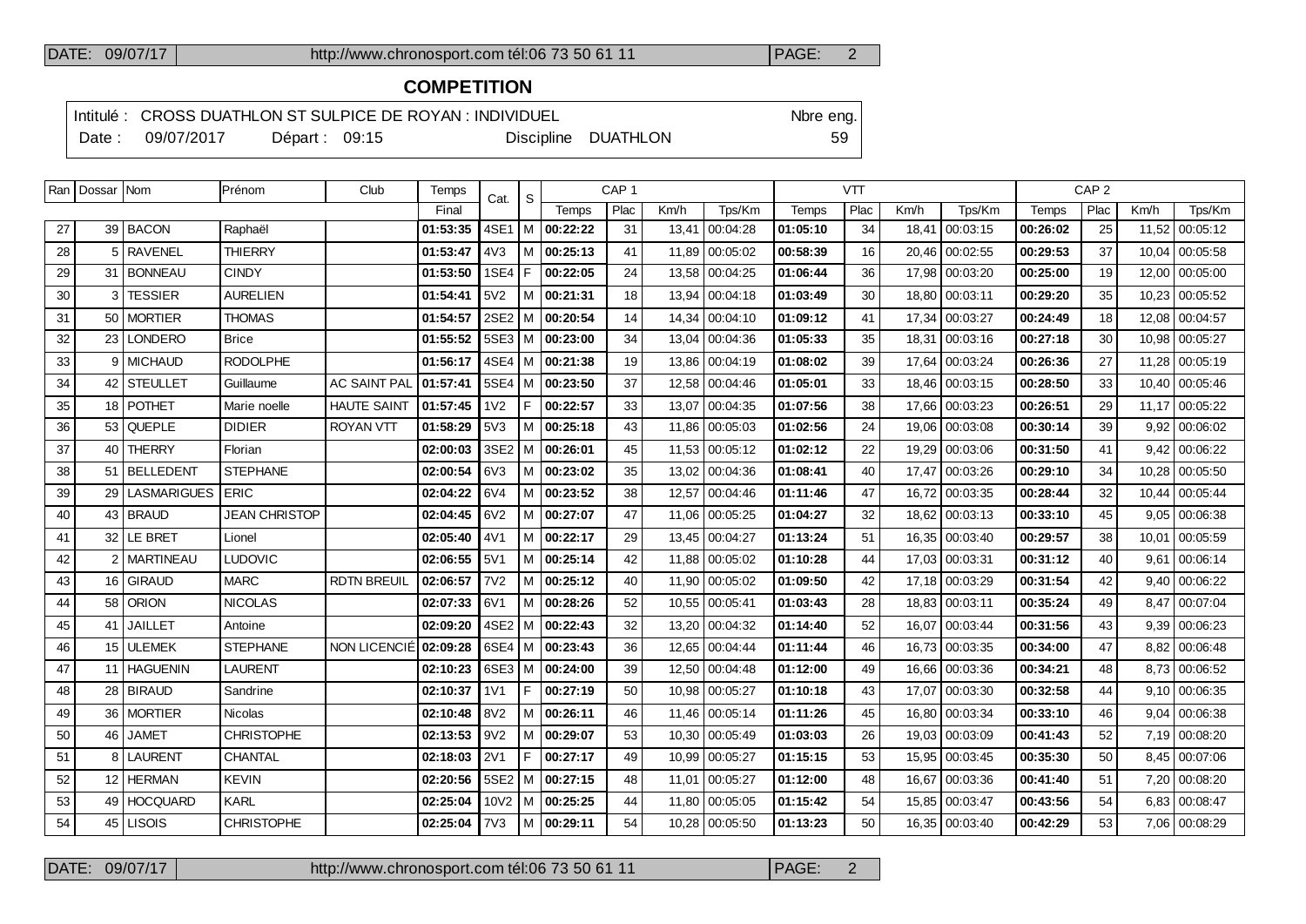**COMPETITION**

Intitulé : CROSS DUATHLON ST SULPICE DE ROYAN : INDIVIDUEL | Nbre eng.
Date : 09/07/2017 | Départ : 09:15 | Discipline DUATHLON | 59

| Ran | Dossar | Nom | Prénom | Club | Temps | Cat. | S | CAP 1 | | | | VTT | | | | CAP 2 | | | |
|---|---|---|---|---|---|---|---|---|---|---|---|---|---|---|---|---|---|---|---|
| | | | | | Final | | | Temps | Plac | Km/h | Tps/Km | Temps | Plac | Km/h | Tps/Km | Temps | Plac | Km/h | Tps/Km |
| 27 | 39 | BACON | Raphaël | | 01:53:35 | 4SE1 | M | 00:22:22 | 31 | 13,41 | 00:04:28 | 01:05:10 | 34 | 18,41 | 00:03:15 | 00:26:02 | 25 | 11,52 | 00:05:12 |
| 28 | 5 | RAVENEL | THIERRY | | 01:53:47 | 4V3 | M | 00:25:13 | 41 | 11,89 | 00:05:02 | 00:58:39 | 16 | 20,46 | 00:02:55 | 00:29:53 | 37 | 10,04 | 00:05:58 |
| 29 | 31 | BONNEAU | CINDY | | 01:53:50 | 1SE4 | F | 00:22:05 | 24 | 13,58 | 00:04:25 | 01:06:44 | 36 | 17,98 | 00:03:20 | 00:25:00 | 19 | 12,00 | 00:05:00 |
| 30 | 3 | TESSIER | AURELIEN | | 01:54:41 | 5V2 | M | 00:21:31 | 18 | 13,94 | 00:04:18 | 01:03:49 | 30 | 18,80 | 00:03:11 | 00:29:20 | 35 | 10,23 | 00:05:52 |
| 31 | 50 | MORTIER | THOMAS | | 01:54:57 | 2SE2 | M | 00:20:54 | 14 | 14,34 | 00:04:10 | 01:09:12 | 41 | 17,34 | 00:03:27 | 00:24:49 | 18 | 12,08 | 00:04:57 |
| 32 | 23 | LONDERO | Brice | | 01:55:52 | 5SE3 | M | 00:23:00 | 34 | 13,04 | 00:04:36 | 01:05:33 | 35 | 18,31 | 00:03:16 | 00:27:18 | 30 | 10,98 | 00:05:27 |
| 33 | 9 | MICHAUD | RODOLPHE | | 01:56:17 | 4SE4 | M | 00:21:38 | 19 | 13,86 | 00:04:19 | 01:08:02 | 39 | 17,64 | 00:03:24 | 00:26:36 | 27 | 11,28 | 00:05:19 |
| 34 | 42 | STEULLET | Guillaume | AC SAINT PAL | 01:57:41 | 5SE4 | M | 00:23:50 | 37 | 12,58 | 00:04:46 | 01:05:01 | 33 | 18,46 | 00:03:15 | 00:28:50 | 33 | 10,40 | 00:05:46 |
| 35 | 18 | POTHET | Marie noelle | HAUTE SAINT | 01:57:45 | 1V2 | F | 00:22:57 | 33 | 13,07 | 00:04:35 | 01:07:56 | 38 | 17,66 | 00:03:23 | 00:26:51 | 29 | 11,17 | 00:05:22 |
| 36 | 53 | QUEPLE | DIDIER | ROYAN VTT | 01:58:29 | 5V3 | M | 00:25:18 | 43 | 11,86 | 00:05:03 | 01:02:56 | 24 | 19,06 | 00:03:08 | 00:30:14 | 39 | 9,92 | 00:06:02 |
| 37 | 40 | THERRY | Florian | | 02:00:03 | 3SE2 | M | 00:26:01 | 45 | 11,53 | 00:05:12 | 01:02:12 | 22 | 19,29 | 00:03:06 | 00:31:50 | 41 | 9,42 | 00:06:22 |
| 38 | 51 | BELLEDENT | STEPHANE | | 02:00:54 | 6V3 | M | 00:23:02 | 35 | 13,02 | 00:04:36 | 01:08:41 | 40 | 17,47 | 00:03:26 | 00:29:10 | 34 | 10,28 | 00:05:50 |
| 39 | 29 | LASMARIGUES | ERIC | | 02:04:22 | 6V4 | M | 00:23:52 | 38 | 12,57 | 00:04:46 | 01:11:46 | 47 | 16,72 | 00:03:35 | 00:28:44 | 32 | 10,44 | 00:05:44 |
| 40 | 43 | BRAUD | JEAN CHRISTOP | | 02:04:45 | 6V2 | M | 00:27:07 | 47 | 11,06 | 00:05:25 | 01:04:27 | 32 | 18,62 | 00:03:13 | 00:33:10 | 45 | 9,05 | 00:06:38 |
| 41 | 32 | LE BRET | Lionel | | 02:05:40 | 4V1 | M | 00:22:17 | 29 | 13,45 | 00:04:27 | 01:13:24 | 51 | 16,35 | 00:03:40 | 00:29:57 | 38 | 10,01 | 00:05:59 |
| 42 | 2 | MARTINEAU | LUDOVIC | | 02:06:55 | 5V1 | M | 00:25:14 | 42 | 11,88 | 00:05:02 | 01:10:28 | 44 | 17,03 | 00:03:31 | 00:31:12 | 40 | 9,61 | 00:06:14 |
| 43 | 16 | GIRAUD | MARC | RDTN BREUIL | 02:06:57 | 7V2 | M | 00:25:12 | 40 | 11,90 | 00:05:02 | 01:09:50 | 42 | 17,18 | 00:03:29 | 00:31:54 | 42 | 9,40 | 00:06:22 |
| 44 | 58 | ORION | NICOLAS | | 02:07:33 | 6V1 | M | 00:28:26 | 52 | 10,55 | 00:05:41 | 01:03:43 | 28 | 18,83 | 00:03:11 | 00:35:24 | 49 | 8,47 | 00:07:04 |
| 45 | 41 | JAILLET | Antoine | | 02:09:20 | 4SE2 | M | 00:22:43 | 32 | 13,20 | 00:04:32 | 01:14:40 | 52 | 16,07 | 00:03:44 | 00:31:56 | 43 | 9,39 | 00:06:23 |
| 46 | 15 | ULEMEK | STEPHANE | NON LICENCIÉ | 02:09:28 | 6SE4 | M | 00:23:43 | 36 | 12,65 | 00:04:44 | 01:11:44 | 46 | 16,73 | 00:03:35 | 00:34:00 | 47 | 8,82 | 00:06:48 |
| 47 | 11 | HAGUENIN | LAURENT | | 02:10:23 | 6SE3 | M | 00:24:00 | 39 | 12,50 | 00:04:48 | 01:12:00 | 49 | 16,66 | 00:03:36 | 00:34:21 | 48 | 8,73 | 00:06:52 |
| 48 | 28 | BIRAUD | Sandrine | | 02:10:37 | 1V1 | F | 00:27:19 | 50 | 10,98 | 00:05:27 | 01:10:18 | 43 | 17,07 | 00:03:30 | 00:32:58 | 44 | 9,10 | 00:06:35 |
| 49 | 36 | MORTIER | Nicolas | | 02:10:48 | 8V2 | M | 00:26:11 | 46 | 11,46 | 00:05:14 | 01:11:26 | 45 | 16,80 | 00:03:34 | 00:33:10 | 46 | 9,04 | 00:06:38 |
| 50 | 46 | JAMET | CHRISTOPHE | | 02:13:53 | 9V2 | M | 00:29:07 | 53 | 10,30 | 00:05:49 | 01:03:03 | 26 | 19,03 | 00:03:09 | 00:41:43 | 52 | 7,19 | 00:08:20 |
| 51 | 8 | LAURENT | CHANTAL | | 02:18:03 | 2V1 | F | 00:27:17 | 49 | 10,99 | 00:05:27 | 01:15:15 | 53 | 15,95 | 00:03:45 | 00:35:30 | 50 | 8,45 | 00:07:06 |
| 52 | 12 | HERMAN | KEVIN | | 02:20:56 | 5SE2 | M | 00:27:15 | 48 | 11,01 | 00:05:27 | 01:12:00 | 48 | 16,67 | 00:03:36 | 00:41:40 | 51 | 7,20 | 00:08:20 |
| 53 | 49 | HOCQUARD | KARL | | 02:25:04 | 10V2 | M | 00:25:25 | 44 | 11,80 | 00:05:05 | 01:15:42 | 54 | 15,85 | 00:03:47 | 00:43:56 | 54 | 6,83 | 00:08:47 |
| 54 | 45 | LISOIS | CHRISTOPHE | | 02:25:04 | 7V3 | M | 00:29:11 | 54 | 10,28 | 00:05:50 | 01:13:23 | 50 | 16,35 | 00:03:40 | 00:42:29 | 53 | 7,06 | 00:08:29 |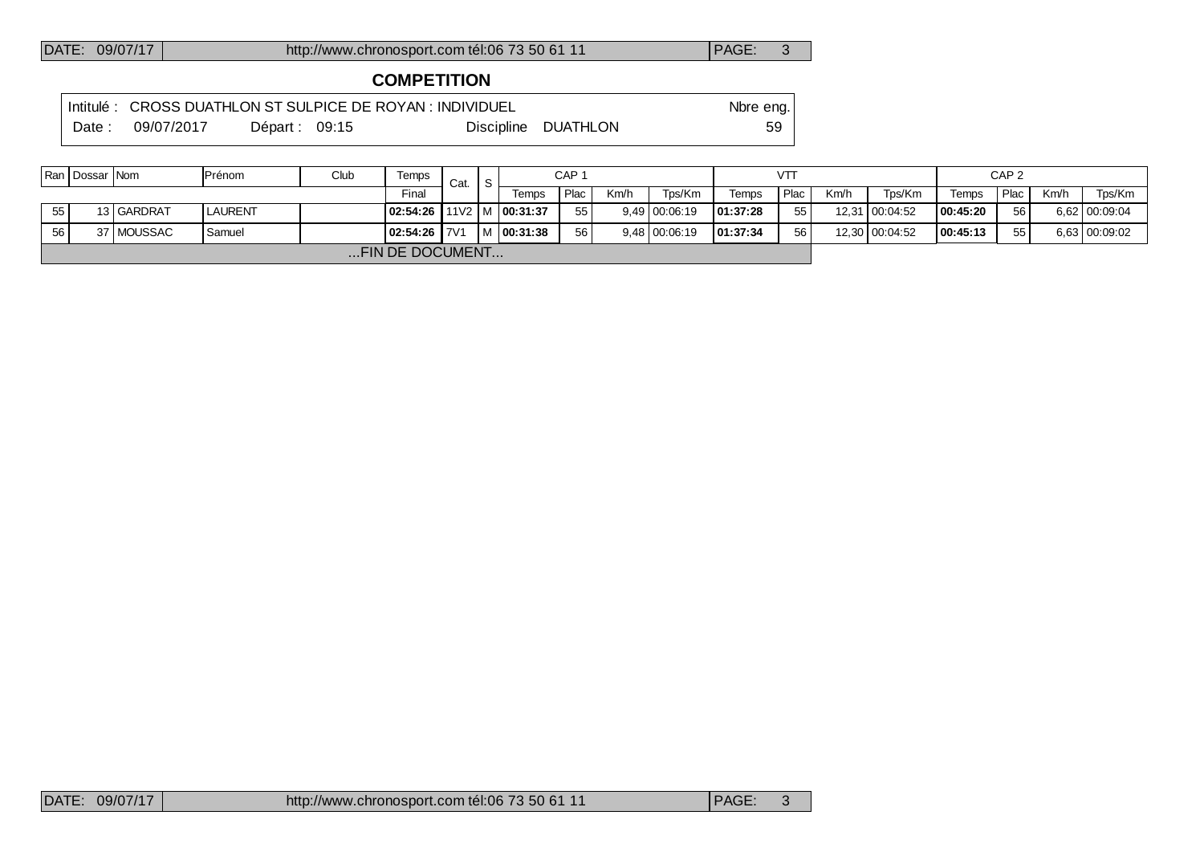## COMPETITION

Intitulé : CROSS DUATHLON ST SULPICE DE ROYAN : INDIVIDUEL — Nbre eng. 59

Date : 09/07/2017 — Départ : 09:15 — Discipline DUATHLON

| Ran | Dossar | Nom | Prénom | Club | Temps | Cat. | S | CAP 1 | | | | VTT | | | | CAP 2 | | | |
|---|---|---|---|---|---|---|---|---|---|---|---|---|---|---|---|---|---|---|---|
| | | | | | Final | | | Temps | Plac | Km/h | Tps/Km | Temps | Plac | Km/h | Tps/Km | Temps | Plac | Km/h | Tps/Km |
| 55 | 13 | GARDRAT | LAURENT | | **02:54:26** | 11V2 | M | **00:31:37** | 55 | 9,49 | 00:06:19 | **01:37:28** | 55 | 12,31 | 00:04:52 | **00:45:20** | 56 | 6,62 | 00:09:04 |
| 56 | 37 | MOUSSAC | Samuel | | **02:54:26** | 7V1 | M | **00:31:38** | 56 | 9,48 | 00:06:19 | **01:37:34** | 56 | 12,30 | 00:04:52 | **00:45:13** | 55 | 6,63 | 00:09:02 |

...FIN DE DOCUMENT...